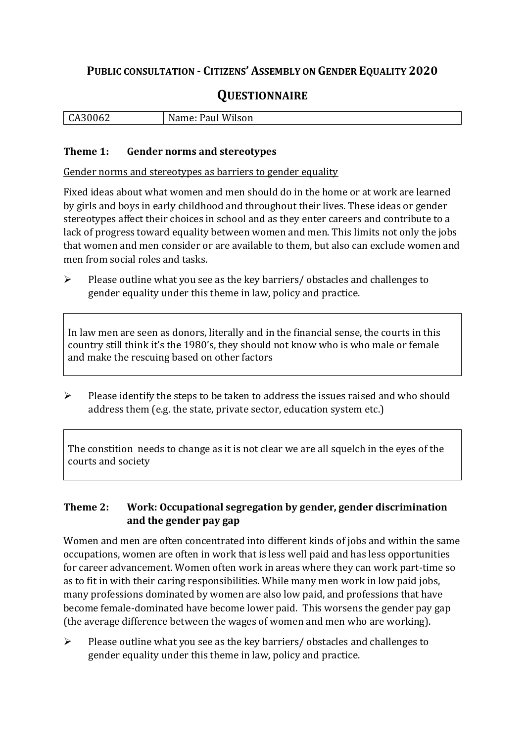# PUBLIC CONSULTATION - CITIZENS' ASSEMBLY ON GENDER EQUALITY 2020

## QUESTIONNAIRE

| CA30062 | Name: Paul Wilson |
|---|---|

### Theme 1: Gender norms and stereotypes

Gender norms and stereotypes as barriers to gender equality

Fixed ideas about what women and men should do in the home or at work are learned by girls and boys in early childhood and throughout their lives. These ideas or gender stereotypes affect their choices in school and as they enter careers and contribute to a lack of progress toward equality between women and men. This limits not only the jobs that women and men consider or are available to them, but also can exclude women and men from social roles and tasks.

- Please outline what you see as the key barriers/ obstacles and challenges to gender equality under this theme in law, policy and practice.

In law men are seen as donors, literally and in the financial sense, the courts in this country still think it's the 1980's, they should not know who is who male or female and make the rescuing based on other factors

- Please identify the steps to be taken to address the issues raised and who should address them (e.g. the state, private sector, education system etc.)

The constition needs to change as it is not clear we are all squelch in the eyes of the courts and society

### Theme 2: Work: Occupational segregation by gender, gender discrimination and the gender pay gap

Women and men are often concentrated into different kinds of jobs and within the same occupations, women are often in work that is less well paid and has less opportunities for career advancement. Women often work in areas where they can work part-time so as to fit in with their caring responsibilities. While many men work in low paid jobs, many professions dominated by women are also low paid, and professions that have become female-dominated have become lower paid. This worsens the gender pay gap (the average difference between the wages of women and men who are working).

- Please outline what you see as the key barriers/ obstacles and challenges to gender equality under this theme in law, policy and practice.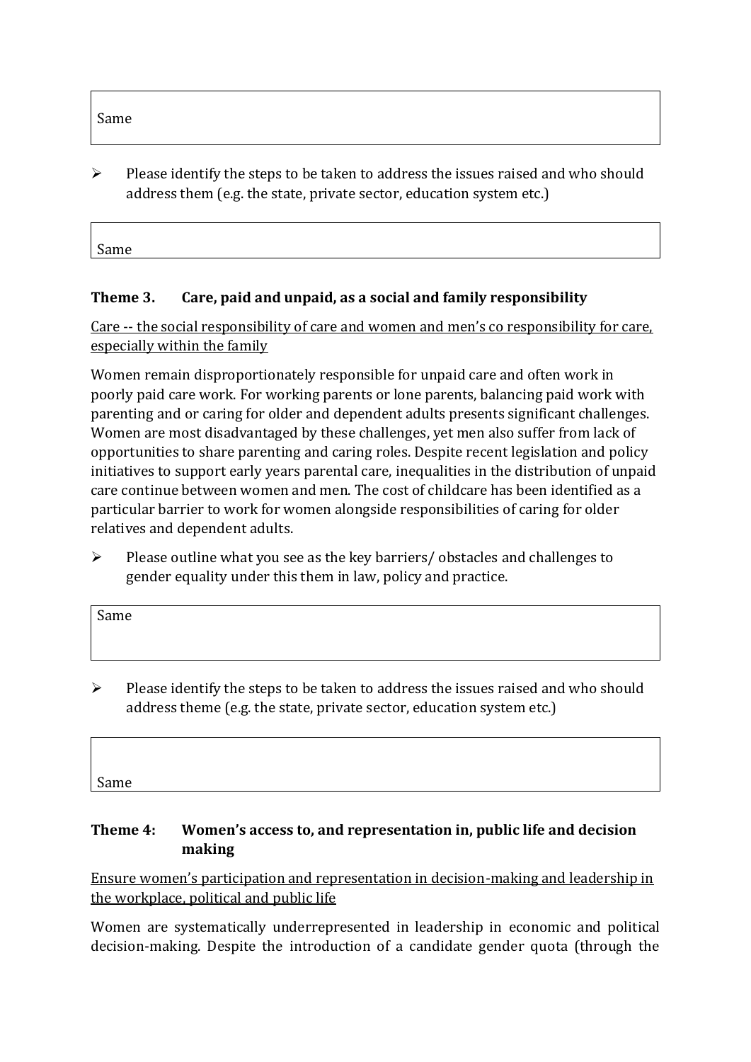Same

- Please identify the steps to be taken to address the issues raised and who should address them (e.g. the state, private sector, education system etc.)

Same

### Theme 3. Care, paid and unpaid, as a social and family responsibility

<u>Care -- the social responsibility of care and women and men's co responsibility for care, especially within the family</u>

Women remain disproportionately responsible for unpaid care and often work in poorly paid care work. For working parents or lone parents, balancing paid work with parenting and or caring for older and dependent adults presents significant challenges. Women are most disadvantaged by these challenges, yet men also suffer from lack of opportunities to share parenting and caring roles. Despite recent legislation and policy initiatives to support early years parental care, inequalities in the distribution of unpaid care continue between women and men. The cost of childcare has been identified as a particular barrier to work for women alongside responsibilities of caring for older relatives and dependent adults.

- Please outline what you see as the key barriers/ obstacles and challenges to gender equality under this them in law, policy and practice.

Same

- Please identify the steps to be taken to address the issues raised and who should address theme (e.g. the state, private sector, education system etc.)

Same

### Theme 4: Women's access to, and representation in, public life and decision making

<u>Ensure women's participation and representation in decision-making and leadership in the workplace, political and public life</u>

Women are systematically underrepresented in leadership in economic and political decision-making. Despite the introduction of a candidate gender quota (through the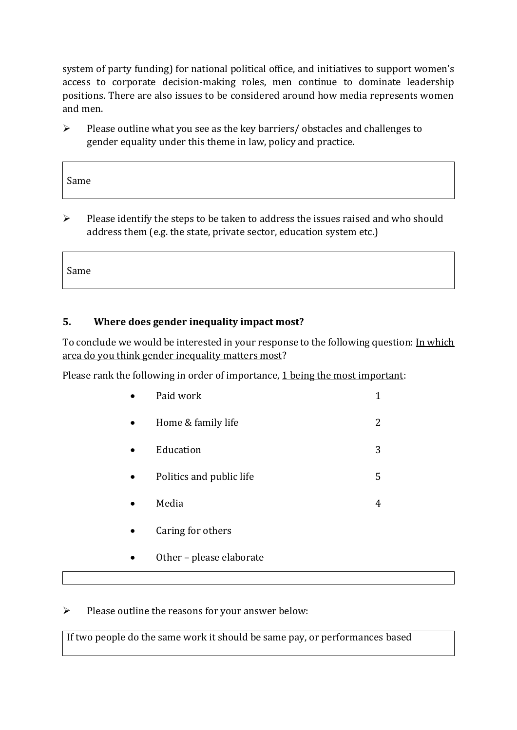system of party funding) for national political office, and initiatives to support women's access to corporate decision-making roles, men continue to dominate leadership positions. There are also issues to be considered around how media represents women and men.

- Please outline what you see as the key barriers/ obstacles and challenges to gender equality under this theme in law, policy and practice.

| Same |
|---|

- Please identify the steps to be taken to address the issues raised and who should address them (e.g. the state, private sector, education system etc.)

| Same |
|---|

### 5. Where does gender inequality impact most?

To conclude we would be interested in your response to the following question: In which area do you think gender inequality matters most?

Please rank the following in order of importance, 1 being the most important:

| Area | Rank |
|---|---|
| Paid work | 1 |
| Home & family life | 2 |
| Education | 3 |
| Politics and public life | 5 |
| Media | 4 |
| Caring for others | |
| Other – please elaborate | |

- Please outline the reasons for your answer below:

| If two people do the same work it should be same pay, or performances based |
|---|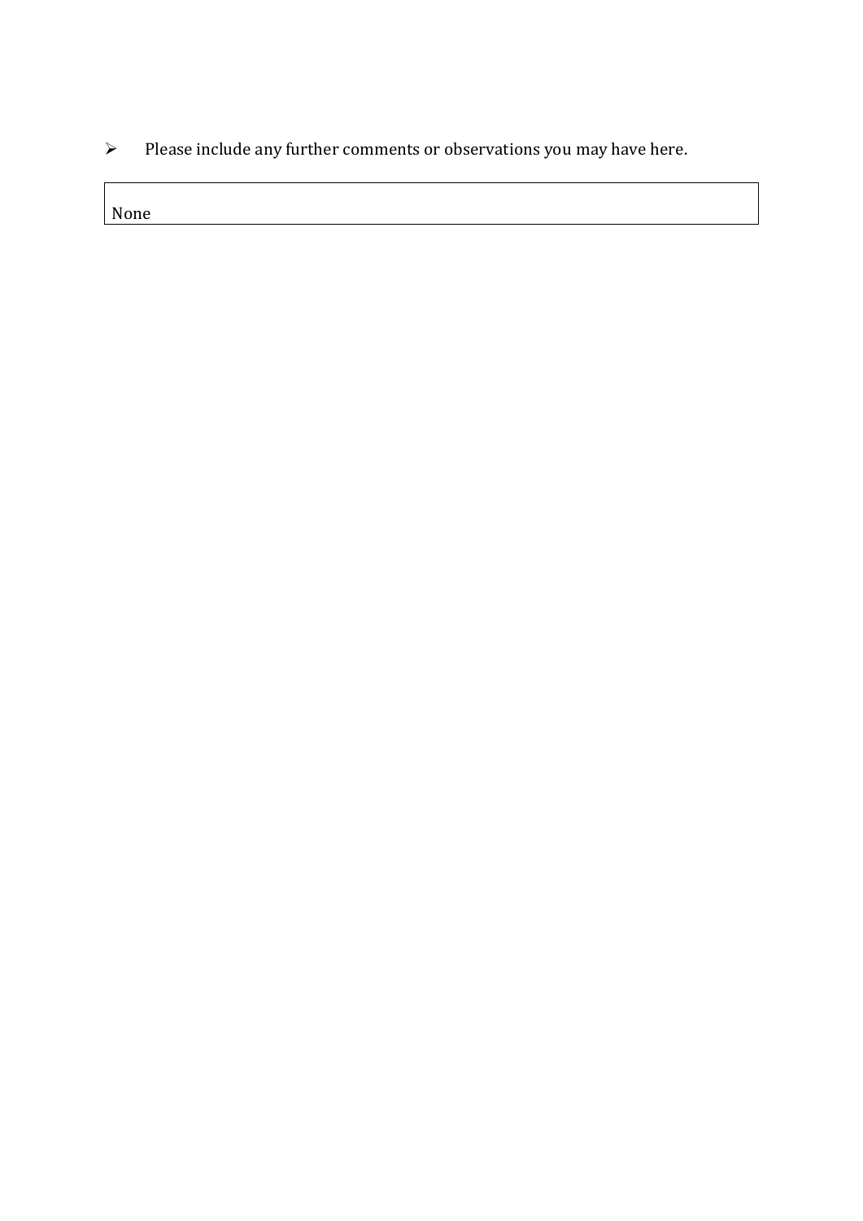- Please include any further comments or observations you may have here.

| |
|---|
| None |